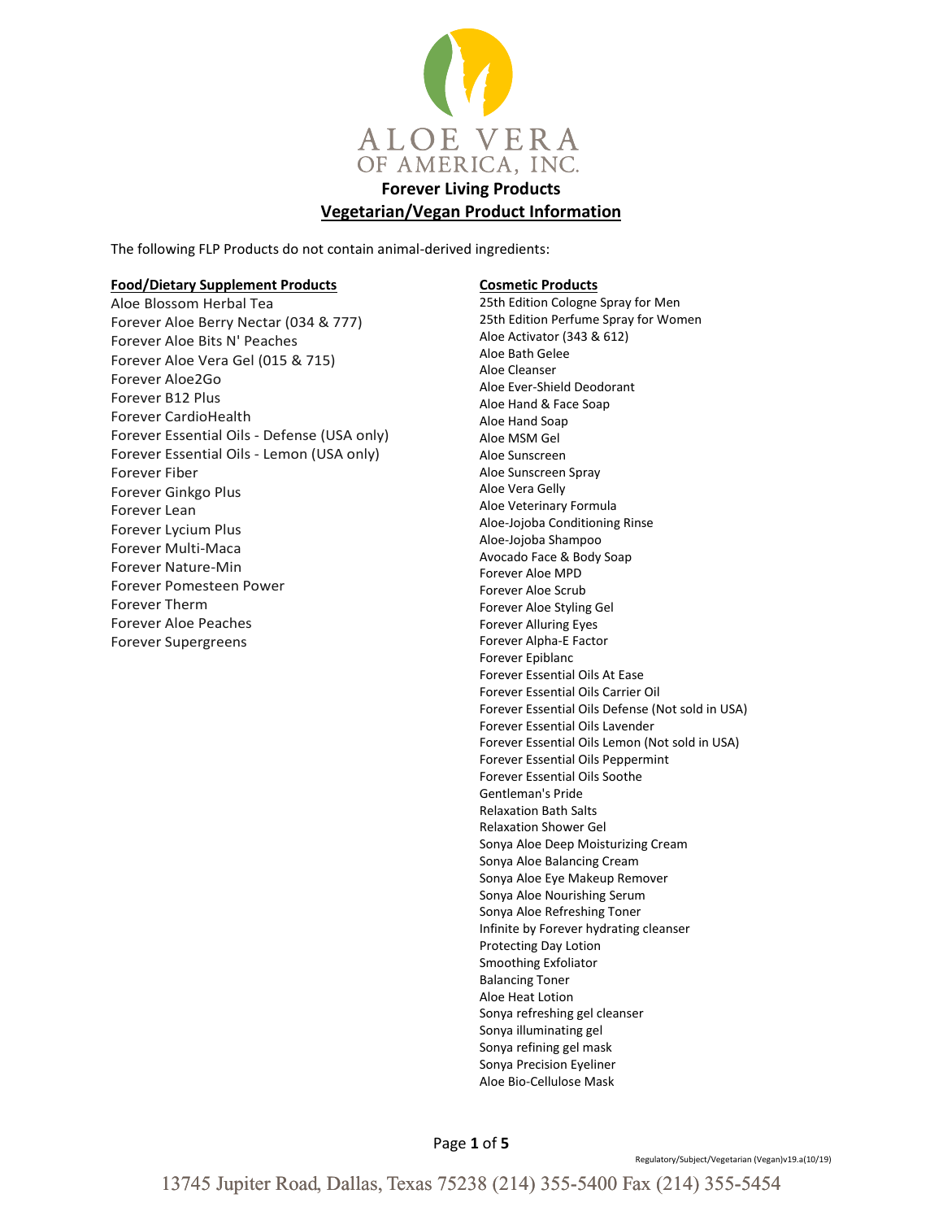# ALOE VERA OF AMERICA, INC.

## Forever Living Products

## Vegetarian/Vegan Product Information

The following FLP Products do not contain animal-derived ingredients:

### Food/Dietary Supplement Products

- Aloe Blossom Herbal Tea
- Forever Aloe Berry Nectar (034 & 777)
- Forever Aloe Bits N' Peaches
- Forever Aloe Vera Gel (015 & 715)
- Forever Aloe2Go
- Forever B12 Plus
- Forever CardioHealth
- Forever Essential Oils - Defense (USA only)
- Forever Essential Oils - Lemon (USA only)
- Forever Fiber
- Forever Ginkgo Plus
- Forever Lean
- Forever Lycium Plus
- Forever Multi-Maca
- Forever Nature-Min
- Forever Pomesteen Power
- Forever Therm
- Forever Aloe Peaches
- Forever Supergreens

### Cosmetic Products

- 25th Edition Cologne Spray for Men
- 25th Edition Perfume Spray for Women
- Aloe Activator (343 & 612)
- Aloe Bath Gelee
- Aloe Cleanser
- Aloe Ever-Shield Deodorant
- Aloe Hand & Face Soap
- Aloe Hand Soap
- Aloe MSM Gel
- Aloe Sunscreen
- Aloe Sunscreen Spray
- Aloe Vera Gelly
- Aloe Veterinary Formula
- Aloe-Jojoba Conditioning Rinse
- Aloe-Jojoba Shampoo
- Avocado Face & Body Soap
- Forever Aloe MPD
- Forever Aloe Scrub
- Forever Aloe Styling Gel
- Forever Alluring Eyes
- Forever Alpha-E Factor
- Forever Epiblanc
- Forever Essential Oils At Ease
- Forever Essential Oils Carrier Oil
- Forever Essential Oils Defense (Not sold in USA)
- Forever Essential Oils Lavender
- Forever Essential Oils Lemon (Not sold in USA)
- Forever Essential Oils Peppermint
- Forever Essential Oils Soothe
- Gentleman's Pride
- Relaxation Bath Salts
- Relaxation Shower Gel
- Sonya Aloe Deep Moisturizing Cream
- Sonya Aloe Balancing Cream
- Sonya Aloe Eye Makeup Remover
- Sonya Aloe Nourishing Serum
- Sonya Aloe Refreshing Toner
- Infinite by Forever hydrating cleanser
- Protecting Day Lotion
- Smoothing Exfoliator
- Balancing Toner
- Aloe Heat Lotion
- Sonya refreshing gel cleanser
- Sonya illuminating gel
- Sonya refining gel mask
- Sonya Precision Eyeliner
- Aloe Bio-Cellulose Mask

Regulatory/Subject/Vegetarian (Vegan)v19.a(10/19)

13745 Jupiter Road, Dallas, Texas 75238 (214) 355-5400 Fax (214) 355-5454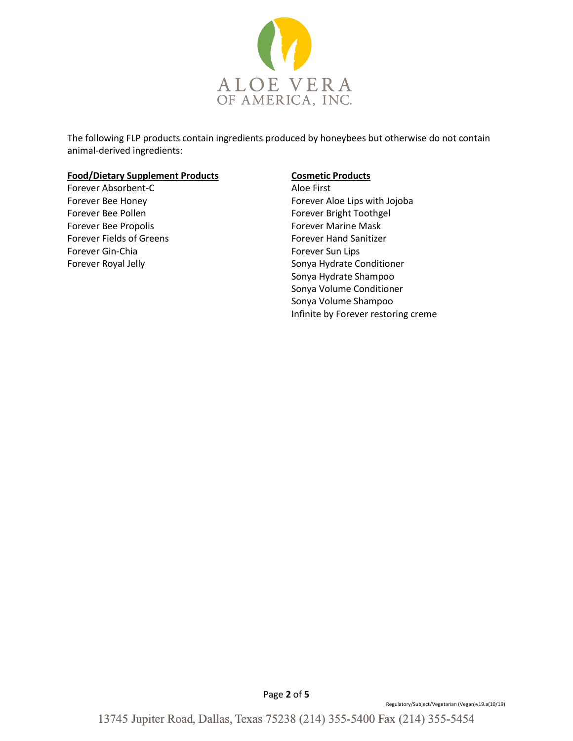The following FLP products contain ingredients produced by honeybees but otherwise do not contain animal-derived ingredients:

**Food/Dietary Supplement Products**

Forever Absorbent-C
Forever Bee Honey
Forever Bee Pollen
Forever Bee Propolis
Forever Fields of Greens
Forever Gin-Chia
Forever Royal Jelly

**Cosmetic Products**

Aloe First
Forever Aloe Lips with Jojoba
Forever Bright Toothgel
Forever Marine Mask
Forever Hand Sanitizer
Forever Sun Lips
Sonya Hydrate Conditioner
Sonya Hydrate Shampoo
Sonya Volume Conditioner
Sonya Volume Shampoo
Infinite by Forever restoring creme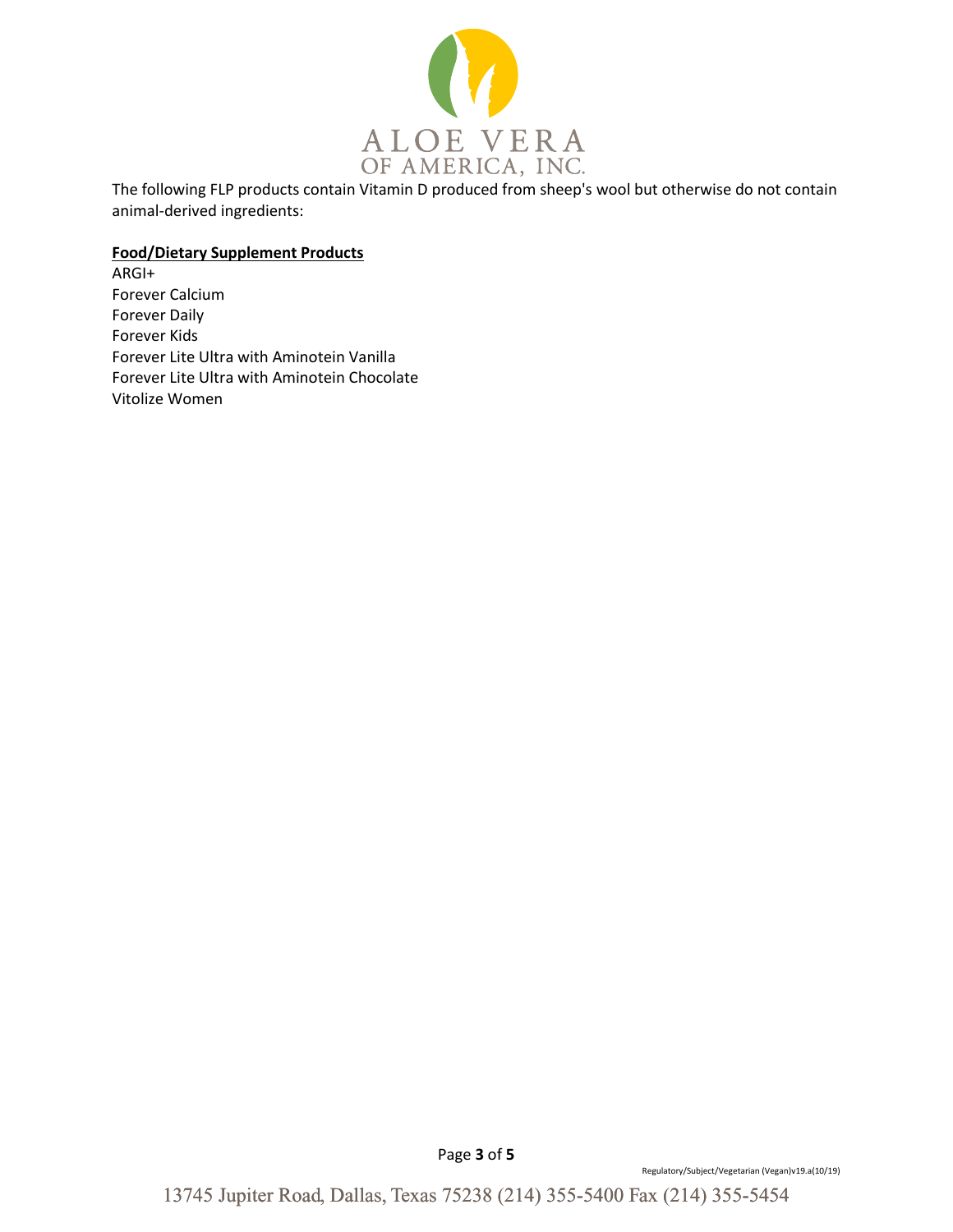The following FLP products contain Vitamin D produced from sheep's wool but otherwise do not contain animal-derived ingredients:

**Food/Dietary Supplement Products**

ARGI+
Forever Calcium
Forever Daily
Forever Kids
Forever Lite Ultra with Aminotein Vanilla
Forever Lite Ultra with Aminotein Chocolate
Vitolize Women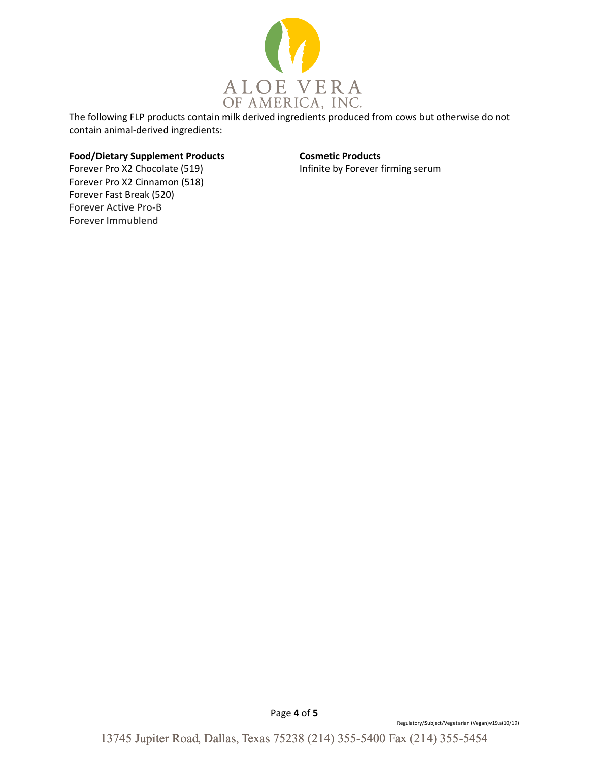The following FLP products contain milk derived ingredients produced from cows but otherwise do not contain animal-derived ingredients:

**Food/Dietary Supplement Products**

Forever Pro X2 Chocolate (519)
Forever Pro X2 Cinnamon (518)
Forever Fast Break (520)
Forever Active Pro-B
Forever Immublend

**Cosmetic Products**

Infinite by Forever firming serum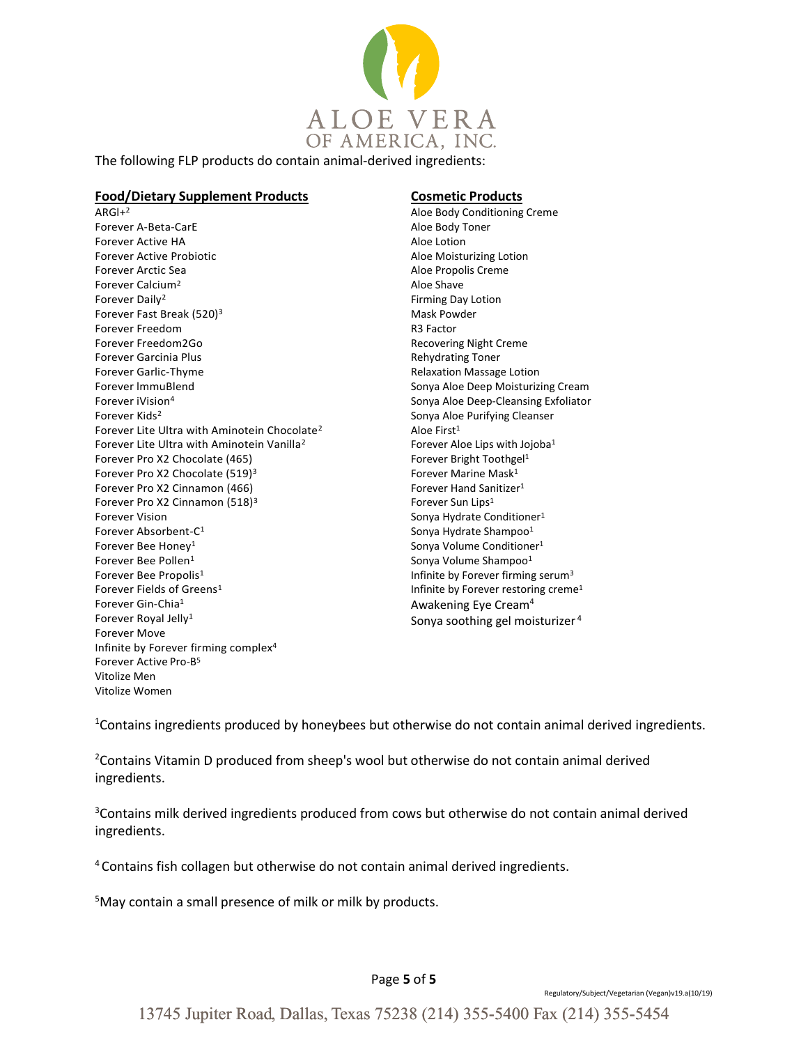The following FLP products do contain animal-derived ingredients:

**Food/Dietary Supplement Products**

ARGI+[2]
Forever A-Beta-CarE
Forever Active HA
Forever Active Probiotic
Forever Arctic Sea
Forever Calcium[2]
Forever Daily[2]
Forever Fast Break (520)[3]
Forever Freedom
Forever Freedom2Go
Forever Garcinia Plus
Forever Garlic-Thyme
Forever ImmuBlend
Forever iVision[4]
Forever Kids[2]
Forever Lite Ultra with Aminotein Chocolate[2]
Forever Lite Ultra with Aminotein Vanilla[2]
Forever Pro X2 Chocolate (465)
Forever Pro X2 Chocolate (519)[3]
Forever Pro X2 Cinnamon (466)
Forever Pro X2 Cinnamon (518)[3]
Forever Vision
Forever Absorbent-C[1]
Forever Bee Honey[1]
Forever Bee Pollen[1]
Forever Bee Propolis[1]
Forever Fields of Greens[1]
Forever Gin-Chia[1]
Forever Royal Jelly[1]
Forever Move
Infinite by Forever firming complex[4]
Forever Active Pro-B[5]
Vitolize Men
Vitolize Women

**Cosmetic Products**

Aloe Body Conditioning Creme
Aloe Body Toner
Aloe Lotion
Aloe Moisturizing Lotion
Aloe Propolis Creme
Aloe Shave
Firming Day Lotion
Mask Powder
R3 Factor
Recovering Night Creme
Rehydrating Toner
Relaxation Massage Lotion
Sonya Aloe Deep Moisturizing Cream
Sonya Aloe Deep-Cleansing Exfoliator
Sonya Aloe Purifying Cleanser
Aloe First[1]
Forever Aloe Lips with Jojoba[1]
Forever Bright Toothgel[1]
Forever Marine Mask[1]
Forever Hand Sanitizer[1]
Forever Sun Lips[1]
Sonya Hydrate Conditioner[1]
Sonya Hydrate Shampoo[1]
Sonya Volume Conditioner[1]
Sonya Volume Shampoo[1]
Infinite by Forever firming serum[3]
Infinite by Forever restoring creme[1]
Awakening Eye Cream[4]
Sonya soothing gel moisturizer[4]

[1]Contains ingredients produced by honeybees but otherwise do not contain animal derived ingredients.

[2]Contains Vitamin D produced from sheep's wool but otherwise do not contain animal derived ingredients.

[3]Contains milk derived ingredients produced from cows but otherwise do not contain animal derived ingredients.

[4]Contains fish collagen but otherwise do not contain animal derived ingredients.

[5]May contain a small presence of milk or milk by products.